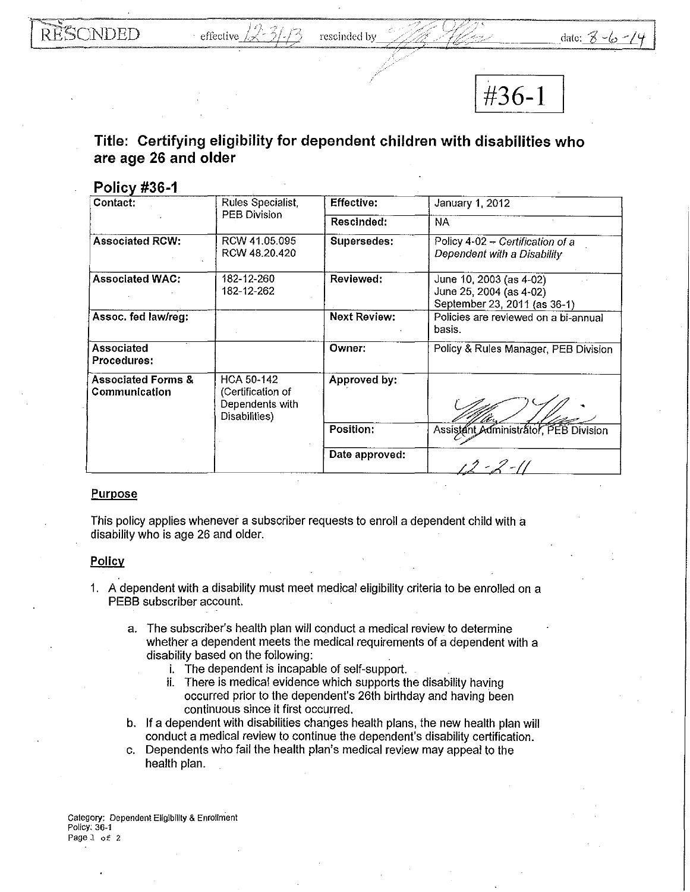RESCINDED effective 12-31-13 rescinded by [signature] date: 8-6-14

#36-1

## Title: Certifying eligibility for dependent children with disabilities who are age 26 and older

### Policy #36-1

| Contact: | Rules Specialist, PEB Division | Effective: | January 1, 2012 |
|---|---|---|---|
| | | Rescinded: | NA |
| Associated RCW: | RCW 41.05.095<br>RCW 48.20.420 | Supersedes: | Policy 4-02 – *Certification of a Dependent with a Disability* |
| Associated WAC: | 182-12-260<br>182-12-262 | Reviewed: | June 10, 2003 (as 4-02)<br>June 25, 2004 (as 4-02)<br>September 23, 2011 (as 36-1) |
| Assoc. fed law/reg: | | Next Review: | Policies are reviewed on a bi-annual basis. |
| Associated Procedures: | | Owner: | Policy & Rules Manager, PEB Division |
| Associated Forms & Communication | HCA 50-142 (Certification of Dependents with Disabilities) | Approved by: | [signature] |
| | | Position: | Assistant Administrator, PEB Division |
| | | Date approved: | 12-2-11 |

**Purpose**

This policy applies whenever a subscriber requests to enroll a dependent child with a disability who is age 26 and older.

**Policy**

1. A dependent with a disability must meet medical eligibility criteria to be enrolled on a PEBB subscriber account.
   a. The subscriber's health plan will conduct a medical review to determine whether a dependent meets the medical requirements of a dependent with a disability based on the following:
      i. The dependent is incapable of self-support.
      ii. There is medical evidence which supports the disability having occurred prior to the dependent's 26th birthday and having been continuous since it first occurred.
   b. If a dependent with disabilities changes health plans, the new health plan will conduct a medical review to continue the dependent's disability certification.
   c. Dependents who fail the health plan's medical review may appeal to the health plan.

Category: Dependent Eligibility & Enrollment
Policy: 36-1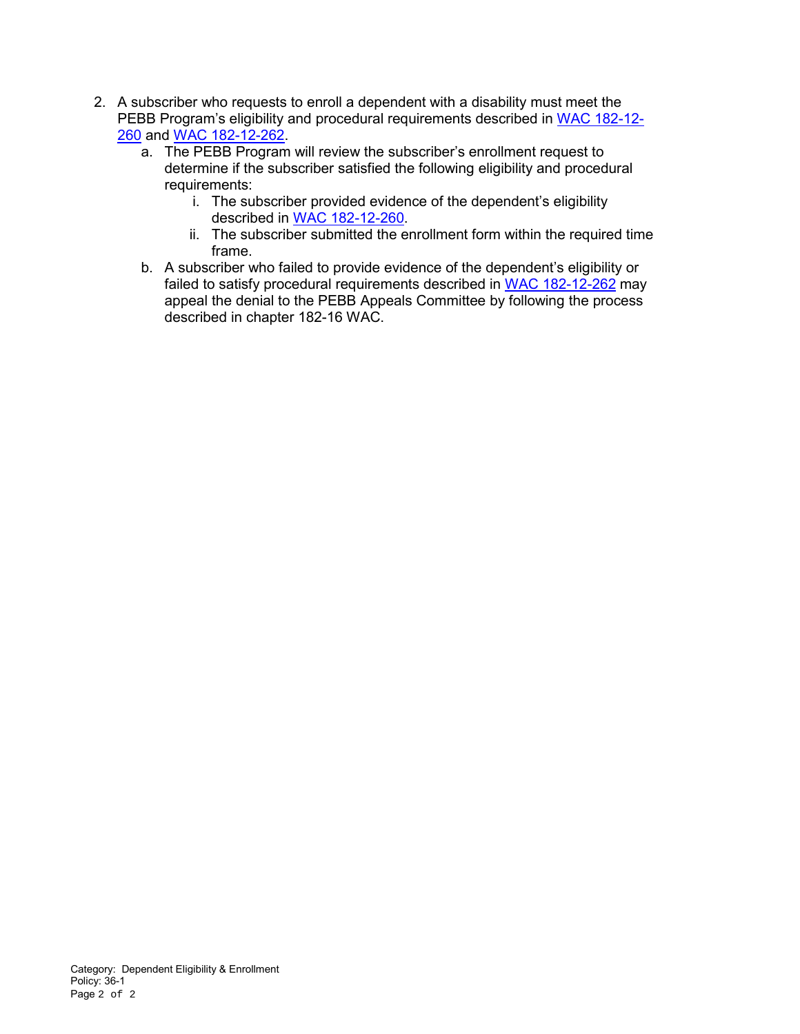2. A subscriber who requests to enroll a dependent with a disability must meet the PEBB Program's eligibility and procedural requirements described in WAC 182-12-260 and WAC 182-12-262.
   a. The PEBB Program will review the subscriber's enrollment request to determine if the subscriber satisfied the following eligibility and procedural requirements:
      i. The subscriber provided evidence of the dependent's eligibility described in WAC 182-12-260.
      ii. The subscriber submitted the enrollment form within the required time frame.
   b. A subscriber who failed to provide evidence of the dependent's eligibility or failed to satisfy procedural requirements described in WAC 182-12-262 may appeal the denial to the PEBB Appeals Committee by following the process described in chapter 182-16 WAC.